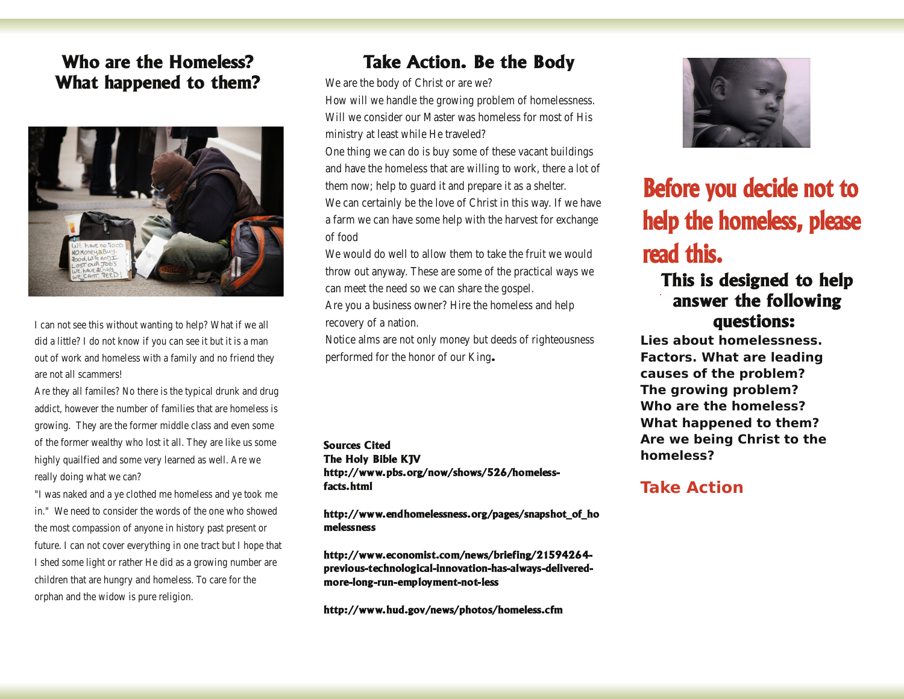## Who are the Homeless? What happened to them?

I can not see this without wanting to help? What if we all did a little? I do not know if you can see it but it is a man out of work and homeless with a family and no friend they are not all scammers!

Are they all familes? No there is the typical drunk and drug addict, however the number of families that are homeless is growing. They are the former middle class and even some of the former wealthy who lost it all. They are like us some highly quailfied and some very learned as well. Are we really doing what we can?

"I was naked and a ye clothed me homeless and ye took me in." We need to consider the words of the one who showed the most compassion of anyone in history past present or future. I can not cover everything in one tract but I hope that I shed some light or rather He did as a growing number are children that are hungry and homeless. To care for the orphan and the widow is pure religion.

## Take Action. Be the Body

We are the body of Christ or are we?

How will we handle the growing problem of homelessness. Will we consider our Master was homeless for most of His ministry at least while He traveled?

One thing we can do is buy some of these vacant buildings and have the homeless that are willing to work, there a lot of them now; help to guard it and prepare it as a shelter.

We can certainly be the love of Christ in this way. If we have a farm we can have some help with the harvest for exchange of food

We would do well to allow them to take the fruit we would throw out anyway. These are some of the practical ways we can meet the need so we can share the gospel.

Are you a business owner? Hire the homeless and help recovery of a nation.

Notice alms are not only money but deeds of righteousness performed for the honor of our King.

**Sources Cited**
**The Holy Bible KJV**
**http://www.pbs.org/now/shows/526/homeless-facts.html**

**http://www.endhomelessness.org/pages/snapshot_of_homelessness**

**http://www.economist.com/news/briefing/21594264-previous-technological-innovation-has-always-delivered-more-long-run-employment-not-less**

**http://www.hud.gov/news/photos/homeless.cfm**

# Before you decide not to help the homeless, please read this.

### This is designed to help answer the following questions:

**Lies about homelessness.**
**Factors. What are leading causes of the problem?**
**The growing problem?**
**Who are the homeless?**
**What happened to them?**
**Are we being Christ to the homeless?**

## Take Action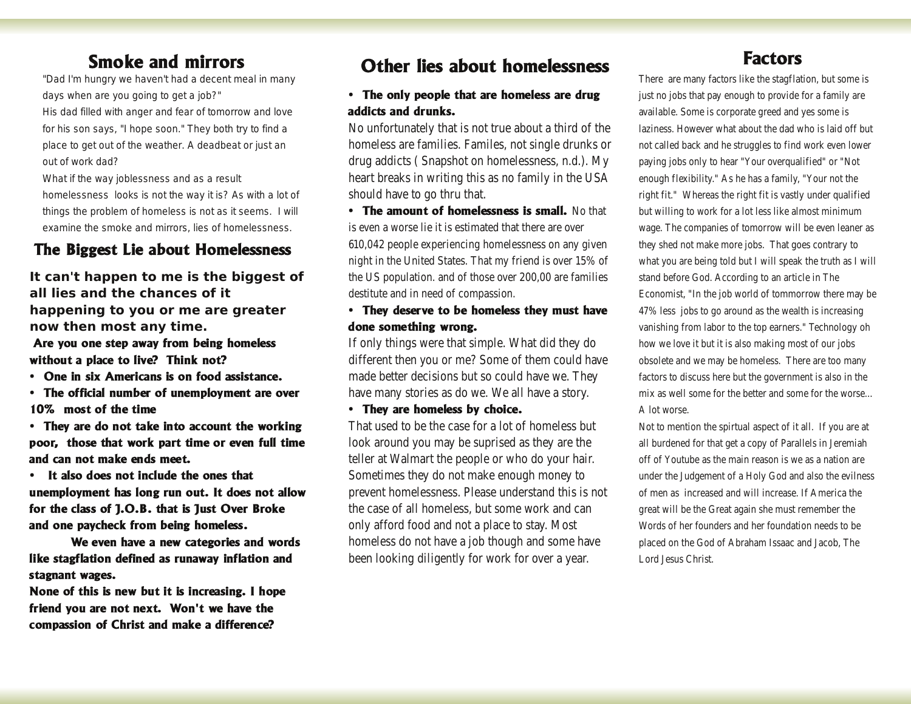## Smoke and mirrors

"Dad I'm hungry we haven't had a decent meal in many days when are you going to get a job?"

His dad filled with anger and fear of tomorrow and love for his son says, "I hope soon." They both try to find a place to get out of the weather. A deadbeat or just an out of work dad?

What if the way joblessness and as a result homelessness looks is not the way it is? As with a lot of things the problem of homeless is not as it seems. I will examine the smoke and mirrors, lies of homelessness.

## The Biggest Lie about Homelessness

**It can't happen to me is the biggest of all lies and the chances of it happening to you or me are greater now then most any time.**

**Are you one step away from being homeless without a place to live? Think not?**

- **One in six Americans is on food assistance.**
- **The official number of unemployment are over 10% most of the time**
- **They are do not take into account the working poor, those that work part time or even full time and can not make ends meet.**
- **It also does not include the ones that unemployment has long run out. It does not allow for the class of J.O.B. that is Just Over Broke and one paycheck from being homeless.**

**We even have a new categories and words like stagflation defined as runaway inflation and stagnant wages.**

**None of this is new but it is increasing. I hope friend you are not next. Won't we have the compassion of Christ and make a difference?**

## Other lies about homelessness

- **The only people that are homeless are drug addicts and drunks.**

No unfortunately that is not true about a third of the homeless are families. Familes, not single drunks or drug addicts ( Snapshot on homelessness, n.d.). My heart breaks in writing this as no family in the USA should have to go thru that.

- **The amount of homelessness is small.** No that is even a worse lie it is estimated that there are over 610,042 people experiencing homelessness on any given night in the United States. That my friend is over 15% of the US population. and of those over 200,00 are families destitute and in need of compassion.

- **They deserve to be homeless they must have done something wrong.**

If only things were that simple. What did they do different then you or me? Some of them could have made better decisions but so could have we. They have many stories as do we. We all have a story.

- **They are homeless by choice.**

That used to be the case for a lot of homeless but look around you may be suprised as they are the teller at Walmart the people or who do your hair. Sometimes they do not make enough money to prevent homelessness. Please understand this is not the case of all homeless, but some work and can only afford food and not a place to stay. Most homeless do not have a job though and some have been looking diligently for work for over a year.

## Factors

There are many factors like the stagflation, but some is just no jobs that pay enough to provide for a family are available. Some is corporate greed and yes some is laziness. However what about the dad who is laid off but not called back and he struggles to find work even lower paying jobs only to hear "Your overqualified" or "Not enough flexibility." As he has a family, "Your not the right fit." Whereas the right fit is vastly under qualified but willing to work for a lot less like almost minimum wage. The companies of tomorrow will be even leaner as they shed not make more jobs. That goes contrary to what you are being told but I will speak the truth as I will stand before God. According to an article in The Economist, "In the job world of tommorrow there may be 47% less jobs to go around as the wealth is increasing vanishing from labor to the top earners." Technology oh how we love it but it is also making most of our jobs obsolete and we may be homeless. There are too many factors to discuss here but the government is also in the mix as well some for the better and some for the worse... A lot worse.

Not to mention the spirtual aspect of it all. If you are at all burdened for that get a copy of Parallels in Jeremiah off of Youtube as the main reason is we as a nation are under the Judgement of a Holy God and also the evilness of men as increased and will increase. If America the great will be the Great again she must remember the Words of her founders and her foundation needs to be placed on the God of Abraham Issaac and Jacob, The Lord Jesus Christ.